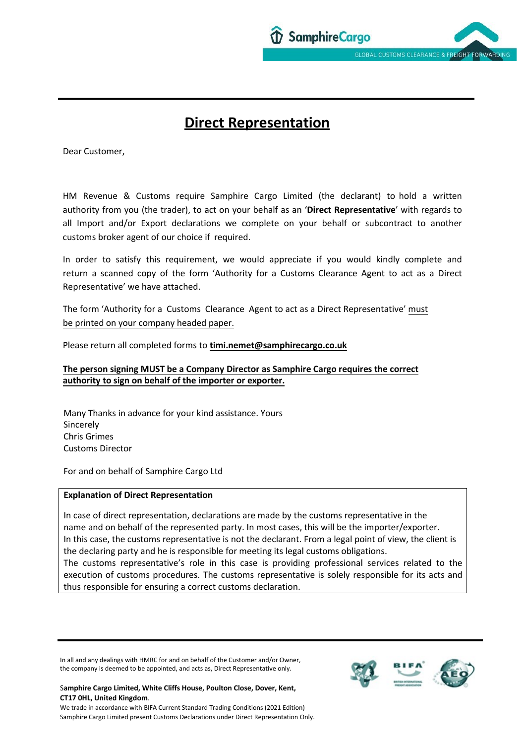# Direct Representation

Dear Customer,

HM Revenue & Customs require Samphire Cargo Limited (the declarant) to hold a written authority from you (the trader), to act on your behalf as an '**Direct Representative**' with regards to all Import and/or Export declarations we complete on your behalf or subcontract to another customs broker agent of our choice if required.

In order to satisfy this requirement, we would appreciate if you would kindly complete and return a scanned copy of the form 'Authority for a Customs Clearance Agent to act as a Direct Representative' we have attached.

The form 'Authority for a Customs Clearance Agent to act as a Direct Representative' must be printed on your company headed paper.

Please return all completed forms to **timi.nemet@samphirecargo.co.uk**

**The person signing MUST be a Company Director as Samphire Cargo requires the correct authority to sign on behalf of the importer or exporter.**

Many Thanks in advance for your kind assistance. Yours Sincerely
Chris Grimes
Customs Director

For and on behalf of Samphire Cargo Ltd

**Explanation of Direct Representation**

In case of direct representation, declarations are made by the customs representative in the name and on behalf of the represented party. In most cases, this will be the importer/exporter. In this case, the customs representative is not the declarant. From a legal point of view, the client is the declaring party and he is responsible for meeting its legal customs obligations.
The customs representative's role in this case is providing professional services related to the execution of customs procedures. The customs representative is solely responsible for its acts and thus responsible for ensuring a correct customs declaration.

In all and any dealings with HMRC for and on behalf of the Customer and/or Owner, the company is deemed to be appointed, and acts as, Direct Representative only.

**Samphire Cargo Limited, White Cliffs House, Poulton Close, Dover, Kent, CT17 0HL, United Kingdom**.
We trade in accordance with BIFA Current Standard Trading Conditions (2021 Edition)
Samphire Cargo Limited present Customs Declarations under Direct Representation Only.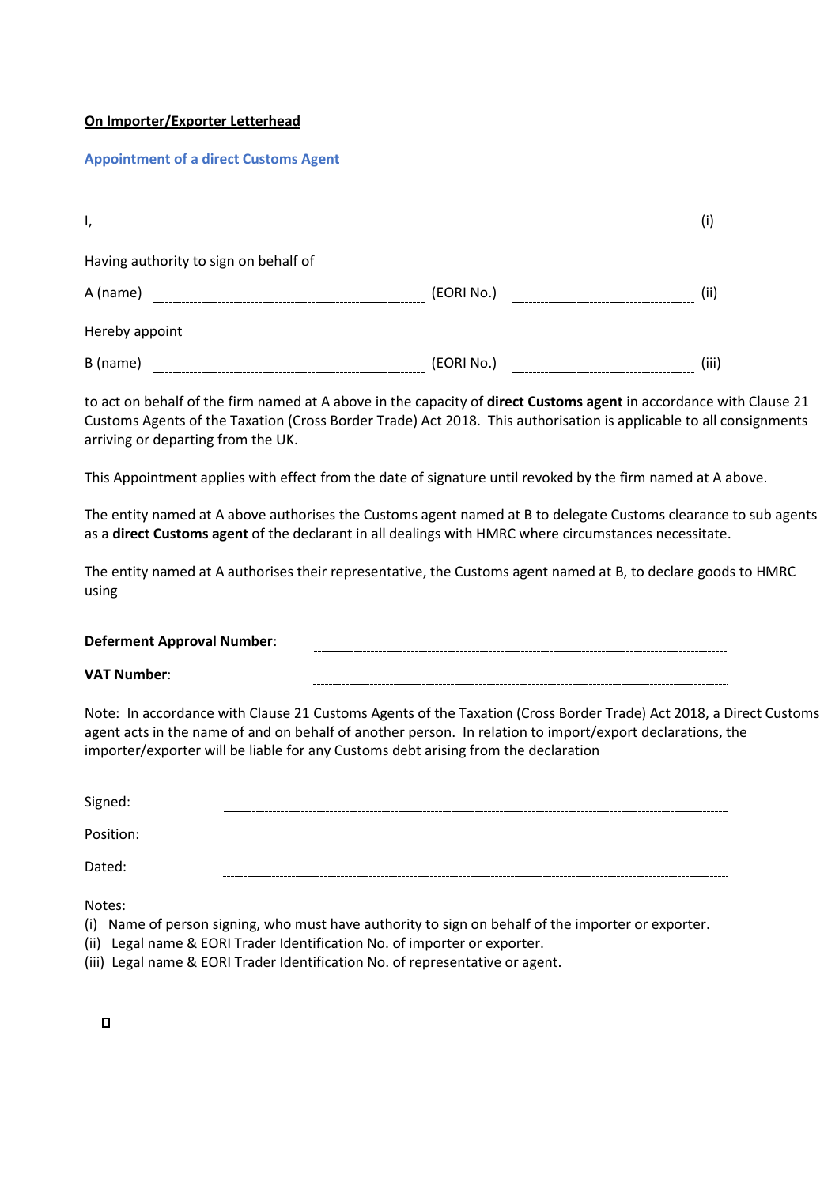**On Importer/Exporter Letterhead**

## Appointment of a direct Customs Agent

I, ............................................................................................................ (i)

Having authority to sign on behalf of

A (name) ........................................ (EORI No.) ........................................ (ii)

Hereby appoint

B (name) ........................................ (EORI No.) ........................................ (iii)

to act on behalf of the firm named at A above in the capacity of **direct Customs agent** in accordance with Clause 21 Customs Agents of the Taxation (Cross Border Trade) Act 2018. This authorisation is applicable to all consignments arriving or departing from the UK.

This Appointment applies with effect from the date of signature until revoked by the firm named at A above.

The entity named at A above authorises the Customs agent named at B to delegate Customs clearance to sub agents as a **direct Customs agent** of the declarant in all dealings with HMRC where circumstances necessitate.

The entity named at A authorises their representative, the Customs agent named at B, to declare goods to HMRC using

**Deferment Approval Number**: ........................................

**VAT Number**: ........................................

Note: In accordance with Clause 21 Customs Agents of the Taxation (Cross Border Trade) Act 2018, a Direct Customs agent acts in the name of and on behalf of another person. In relation to import/export declarations, the importer/exporter will be liable for any Customs debt arising from the declaration

Signed: ........................................

Position: ........................................

Dated: ........................................

Notes:

(i) Name of person signing, who must have authority to sign on behalf of the importer or exporter.
(ii) Legal name & EORI Trader Identification No. of importer or exporter.
(iii) Legal name & EORI Trader Identification No. of representative or agent.